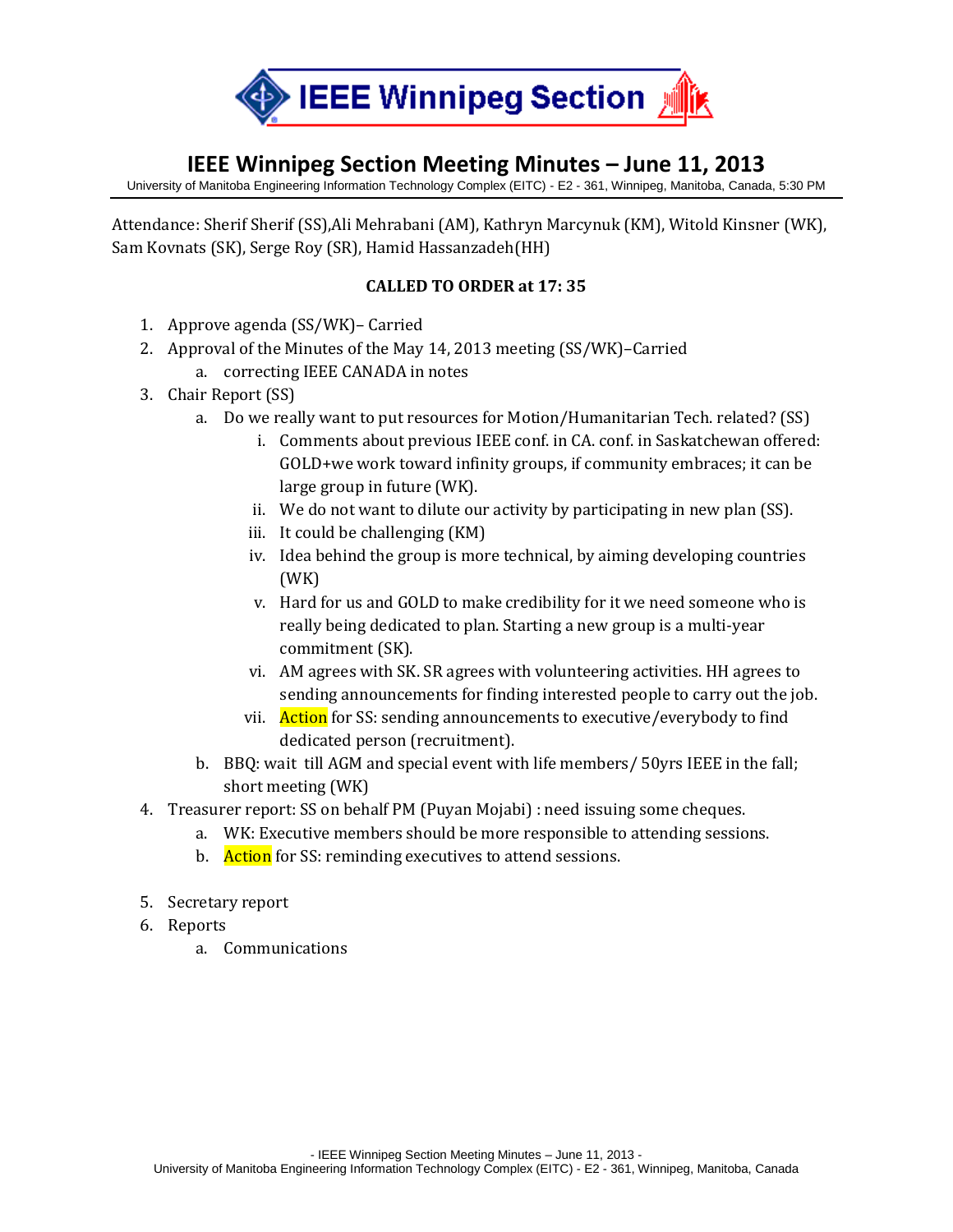# IEEE Winnipeg Section

## IEEE Winnipeg Section Meeting Minutes – June 11, 2013

University of Manitoba Engineering Information Technology Complex (EITC) - E2 - 361, Winnipeg, Manitoba, Canada, 5:30 PM

Attendance: Sherif Sherif (SS),Ali Mehrabani (AM), Kathryn Marcynuk (KM), Witold Kinsner (WK), Sam Kovnats (SK), Serge Roy (SR), Hamid Hassanzadeh(HH)

**CALLED TO ORDER at 17: 35**

1. Approve agenda (SS/WK)– Carried
2. Approval of the Minutes of the May 14, 2013 meeting (SS/WK)–Carried
    a. correcting IEEE CANADA in notes
3. Chair Report (SS)
    a. Do we really want to put resources for Motion/Humanitarian Tech. related? (SS)
        i. Comments about previous IEEE conf. in CA. conf. in Saskatchewan offered: GOLD+we work toward infinity groups, if community embraces; it can be large group in future (WK).
        ii. We do not want to dilute our activity by participating in new plan (SS).
        iii. It could be challenging (KM)
        iv. Idea behind the group is more technical, by aiming developing countries (WK)
        v. Hard for us and GOLD to make credibility for it we need someone who is really being dedicated to plan. Starting a new group is a multi-year commitment (SK).
        vi. AM agrees with SK. SR agrees with volunteering activities. HH agrees to sending announcements for finding interested people to carry out the job.
        vii. Action for SS: sending announcements to executive/everybody to find dedicated person (recruitment).
    b. BBQ: wait till AGM and special event with life members/ 50yrs IEEE in the fall; short meeting (WK)
4. Treasurer report: SS on behalf PM (Puyan Mojabi) : need issuing some cheques.
    a. WK: Executive members should be more responsible to attending sessions.
    b. Action for SS: reminding executives to attend sessions.
5. Secretary report
6. Reports
    a. Communications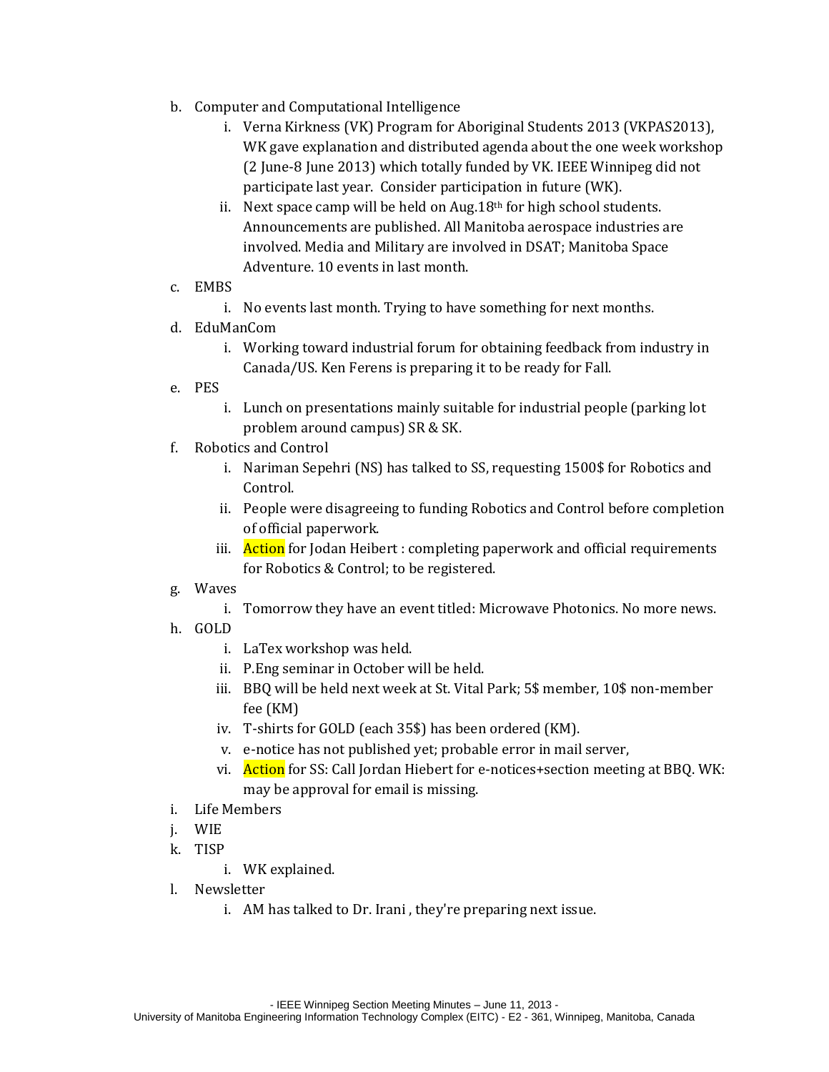b. Computer and Computational Intelligence
    i. Verna Kirkness (VK) Program for Aboriginal Students 2013 (VKPAS2013), WK gave explanation and distributed agenda about the one week workshop (2 June-8 June 2013) which totally funded by VK. IEEE Winnipeg did not participate last year. Consider participation in future (WK).
    ii. Next space camp will be held on Aug.18th for high school students. Announcements are published. All Manitoba aerospace industries are involved. Media and Military are involved in DSAT; Manitoba Space Adventure. 10 events in last month.

c. EMBS
    i. No events last month. Trying to have something for next months.

d. EduManCom
    i. Working toward industrial forum for obtaining feedback from industry in Canada/US. Ken Ferens is preparing it to be ready for Fall.

e. PES
    i. Lunch on presentations mainly suitable for industrial people (parking lot problem around campus) SR & SK.

f. Robotics and Control
    i. Nariman Sepehri (NS) has talked to SS, requesting 1500$ for Robotics and Control.
    ii. People were disagreeing to funding Robotics and Control before completion of official paperwork.
    iii. Action for Jodan Heibert : completing paperwork and official requirements for Robotics & Control; to be registered.

g. Waves
    i. Tomorrow they have an event titled: Microwave Photonics. No more news.

h. GOLD
    i. LaTex workshop was held.
    ii. P.Eng seminar in October will be held.
    iii. BBQ will be held next week at St. Vital Park; 5$ member, 10$ non-member fee (KM)
    iv. T-shirts for GOLD (each 35$) has been ordered (KM).
    v. e-notice has not published yet; probable error in mail server,
    vi. Action for SS: Call Jordan Hiebert for e-notices+section meeting at BBQ. WK: may be approval for email is missing.

i. Life Members

j. WIE

k. TISP
    i. WK explained.

l. Newsletter
    i. AM has talked to Dr. Irani , they're preparing next issue.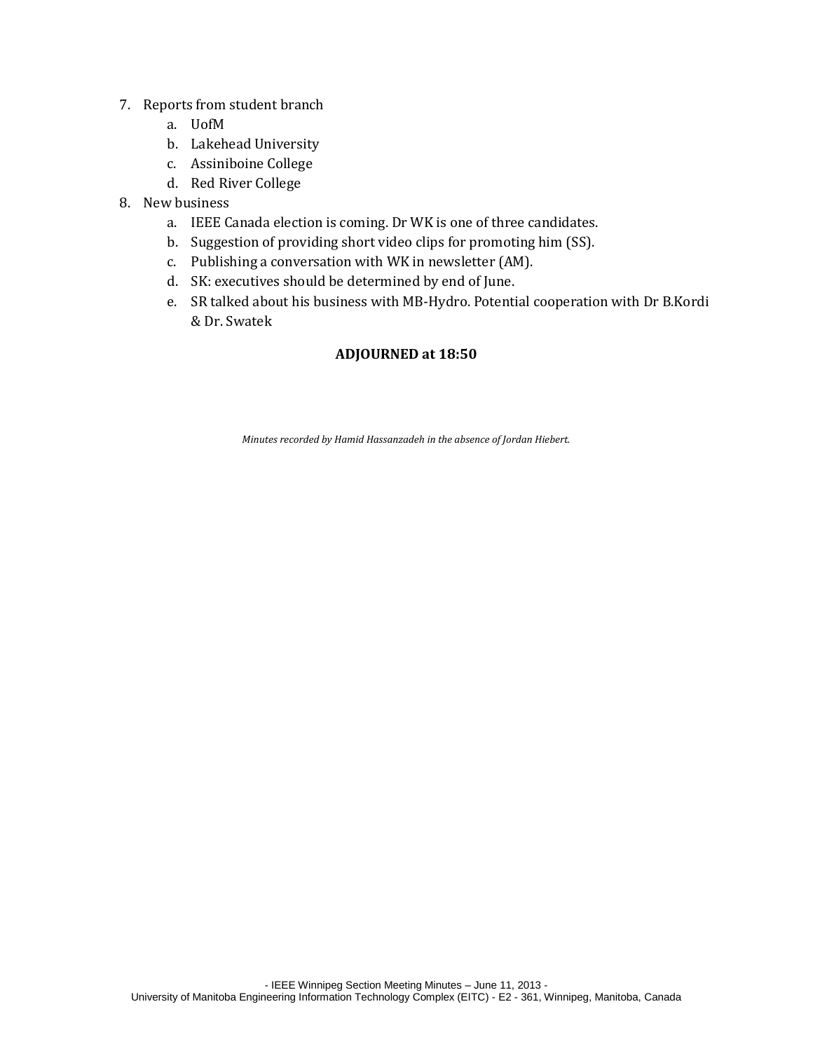7. Reports from student branch
    a. UofM
    b. Lakehead University
    c. Assiniboine College
    d. Red River College
8. New business
    a. IEEE Canada election is coming. Dr WK is one of three candidates.
    b. Suggestion of providing short video clips for promoting him (SS).
    c. Publishing a conversation with WK in newsletter (AM).
    d. SK: executives should be determined by end of June.
    e. SR talked about his business with MB-Hydro. Potential cooperation with Dr B.Kordi & Dr. Swatek

**ADJOURNED at 18:50**

*Minutes recorded by Hamid Hassanzadeh in the absence of Jordan Hiebert.*